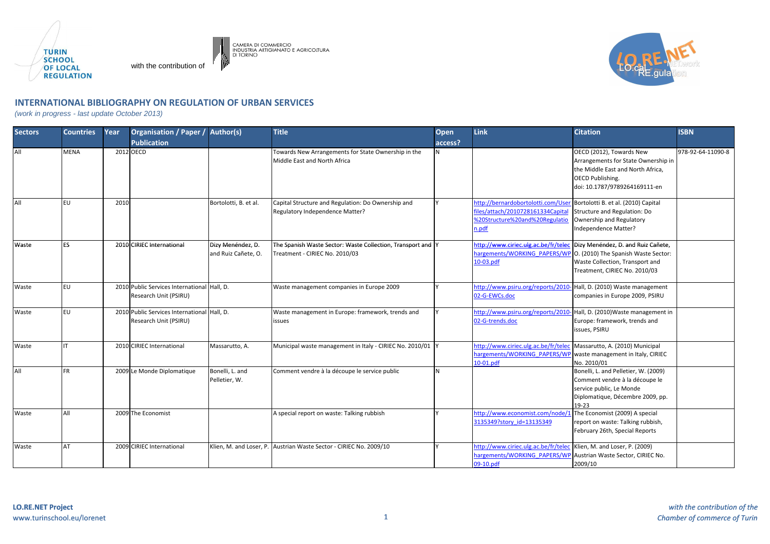with the contribution of

CAMERA DI COMMERCIO
INDUSTRIA ARTIGIANATO E AGRICOLTURA
DI TORINO

## INTERNATIONAL BIBLIOGRAPHY ON REGULATION OF URBAN SERVICES

*(work in progress - last update October 2013)*

| Sectors | Countries | Year | Organisation / Paper / Publication | Author(s) | Title | Open access? | Link | Citation | ISBN |
|---|---|---|---|---|---|---|---|---|---|
| All | MENA | 2012 | OECD | | Towards New Arrangements for State Ownership in the Middle East and North Africa | N | | OECD (2012), Towards New Arrangements for State Ownership in the Middle East and North Africa, OECD Publishing. doi: 10.1787/9789264169111-en | 978-92-64-11090-8 |
| All | EU | 2010 | | Bortolotti, B. et al. | Capital Structure and Regulation: Do Ownership and Regulatory Independence Matter? | Y | http://bernardobortolotti.com/User files/attach/2010728161334Capital %20Structure%20and%20Regulation.pdf | Bortolotti B. et al. (2010) Capital Structure and Regulation: Do Ownership and Regulatory Independence Matter? | |
| Waste | ES | 2010 | CIRIEC International | Dizy Menéndez, D. and Ruiz Cañete, O. | The Spanish Waste Sector: Waste Collection, Transport and Treatment - CIRIEC No. 2010/03 | Y | http://www.ciriec.ulg.ac.be/fr/telechargements/WORKING_PAPERS/WP10-03.pdf | Dizy Menéndez, D. and Ruiz Cañete, O. (2010) The Spanish Waste Sector: Waste Collection, Transport and Treatment, CIRIEC No. 2010/03 | |
| Waste | EU | 2010 | Public Services International Research Unit (PSIRU) | Hall, D. | Waste management companies in Europe 2009 | Y | http://www.psiru.org/reports/2010-02-G-EWCs.doc | Hall, D. (2010) Waste management companies in Europe 2009, PSIRU | |
| Waste | EU | 2010 | Public Services International Research Unit (PSIRU) | Hall, D. | Waste management in Europe: framework, trends and issues | Y | http://www.psiru.org/reports/2010-02-G-trends.doc | Hall, D. (2010)Waste management in Europe: framework, trends and issues, PSIRU | |
| Waste | IT | 2010 | CIRIEC International | Massarutto, A. | Municipal waste management in Italy - CIRIEC No. 2010/01 | Y | http://www.ciriec.ulg.ac.be/fr/telechargements/WORKING_PAPERS/WP10-01.pdf | Massarutto, A. (2010) Municipal waste management in Italy, CIRIEC No. 2010/01 | |
| All | FR | 2009 | Le Monde Diplomatique | Bonelli, L. and Pelletier, W. | Comment vendre à la découpe le service public | N | | Bonelli, L. and Pelletier, W. (2009) Comment vendre à la découpe le service public, Le Monde Diplomatique, Décembre 2009, pp. 19-23 | |
| Waste | All | 2009 | The Economist | | A special report on waste: Talking rubbish | Y | http://www.economist.com/node/13135349?story_id=13135349 | The Economist (2009) A special report on waste: Talking rubbish, February 26th, Special Reports | |
| Waste | AT | 2009 | CIRIEC International | Klien, M. and Loser, P. | Austrian Waste Sector - CIRIEC No. 2009/10 | Y | http://www.ciriec.ulg.ac.be/fr/telechargements/WORKING_PAPERS/WP09-10.pdf | Klien, M. and Loser, P. (2009) Austrian Waste Sector, CIRIEC No. 2009/10 | |

**LO.RE.NET Project**
www.turinschool.eu/lorenet

*with the contribution of the Chamber of commerce of Turin*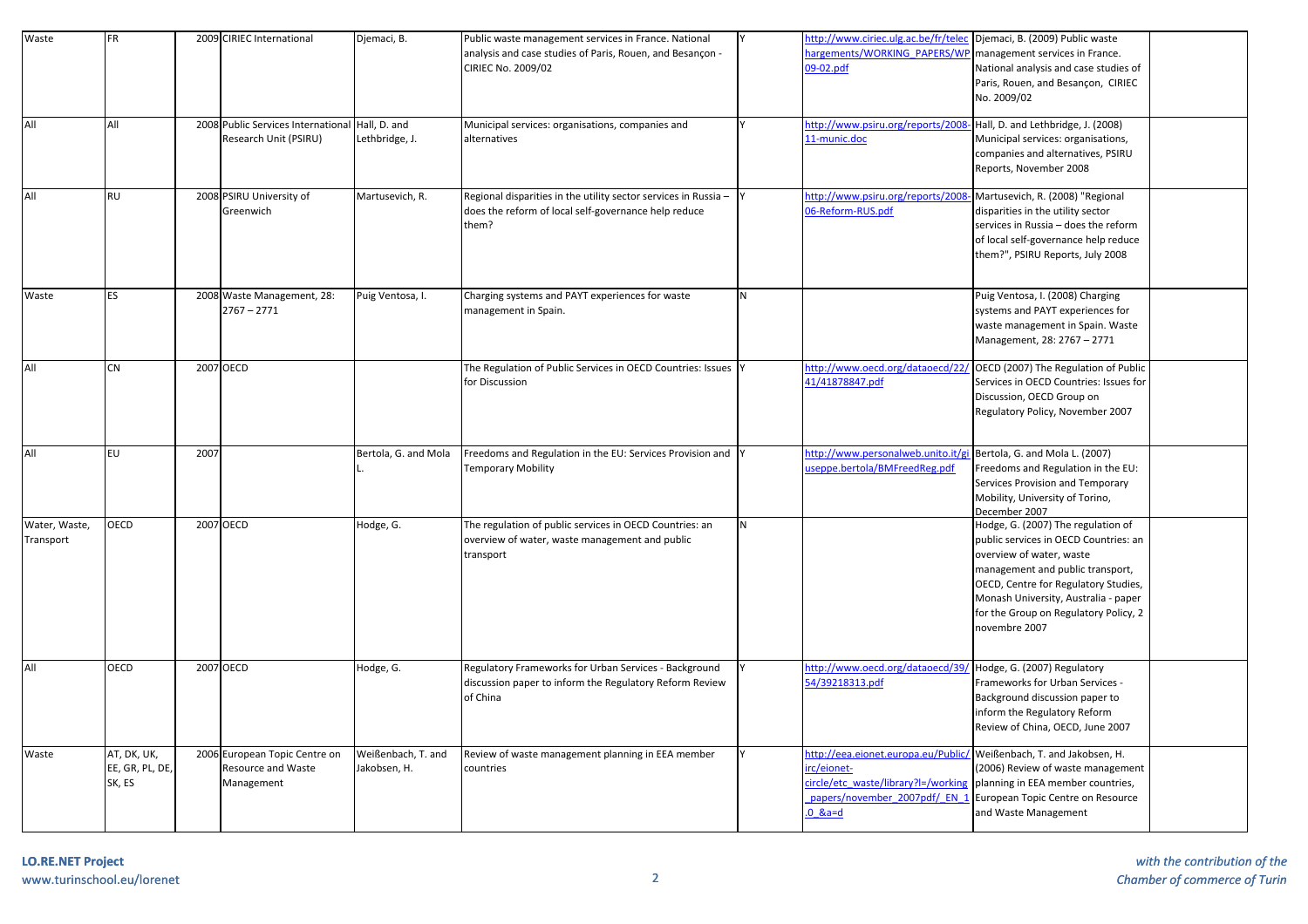| | | | | | | | | | |
|---|---|---|---|---|---|---|---|---|---|
| Waste | FR | 2009 | CIRIEC International | Djemaci, B. | Public waste management services in France. National analysis and case studies of Paris, Rouen, and Besançon - CIRIEC No. 2009/02 | Y | http://www.ciriec.ulg.ac.be/fr/telechargements/WORKING_PAPERS/WP09-02.pdf | Djemaci, B. (2009) Public waste management services in France. National analysis and case studies of Paris, Rouen, and Besançon, CIRIEC No. 2009/02 | |
| All | All | 2008 | Public Services International Research Unit (PSIRU) | Hall, D. and Lethbridge, J. | Municipal services: organisations, companies and alternatives | Y | http://www.psiru.org/reports/2008-11-munic.doc | Hall, D. and Lethbridge, J. (2008) Municipal services: organisations, companies and alternatives, PSIRU Reports, November 2008 | |
| All | RU | 2008 | PSIRU University of Greenwich | Martusevich, R. | Regional disparities in the utility sector services in Russia – does the reform of local self-governance help reduce them? | Y | http://www.psiru.org/reports/2008-06-Reform-RUS.pdf | Martusevich, R. (2008) "Regional disparities in the utility sector services in Russia – does the reform of local self-governance help reduce them?", PSIRU Reports, July 2008 | |
| Waste | ES | 2008 | Waste Management, 28: 2767 – 2771 | Puig Ventosa, I. | Charging systems and PAYT experiences for waste management in Spain. | N | | Puig Ventosa, I. (2008) Charging systems and PAYT experiences for waste management in Spain. Waste Management, 28: 2767 – 2771 | |
| All | CN | 2007 | OECD | | The Regulation of Public Services in OECD Countries: Issues for Discussion | Y | http://www.oecd.org/dataoecd/22/41/41878847.pdf | OECD (2007) The Regulation of Public Services in OECD Countries: Issues for Discussion, OECD Group on Regulatory Policy, November 2007 | |
| All | EU | 2007 | | Bertola, G. and Mola L. | Freedoms and Regulation in the EU: Services Provision and Temporary Mobility | Y | http://www.personalweb.unito.it/giuseppe.bertola/BMFreedReg.pdf | Bertola, G. and Mola L. (2007) Freedoms and Regulation in the EU: Services Provision and Temporary Mobility, University of Torino, December 2007 | |
| Water, Waste, Transport | OECD | 2007 | OECD | Hodge, G. | The regulation of public services in OECD Countries: an overview of water, waste management and public transport | N | | Hodge, G. (2007) The regulation of public services in OECD Countries: an overview of water, waste management and public transport, OECD, Centre for Regulatory Studies, Monash University, Australia - paper for the Group on Regulatory Policy, 2 novembre 2007 | |
| All | OECD | 2007 | OECD | Hodge, G. | Regulatory Frameworks for Urban Services - Background discussion paper to inform the Regulatory Reform Review of China | Y | http://www.oecd.org/dataoecd/39/54/39218313.pdf | Hodge, G. (2007) Regulatory Frameworks for Urban Services - Background discussion paper to inform the Regulatory Reform Review of China, OECD, June 2007 | |
| Waste | AT, DK, UK, EE, GR, PL, DE, SK, ES | 2006 | European Topic Centre on Resource and Waste Management | Weißenbach, T. and Jakobsen, H. | Review of waste management planning in EEA member countries | Y | http://eea.eionet.europa.eu/Public/irc/eionet-circle/etc_waste/library?l=/working_papers/november_2007pdf/_EN_1.0_&a=d | Weißenbach, T. and Jakobsen, H. (2006) Review of waste management planning in EEA member countries, European Topic Centre on Resource and Waste Management | |

**LO.RE.NET Project**
www.turinschool.eu/lorenet

*with the contribution of the Chamber of commerce of Turin*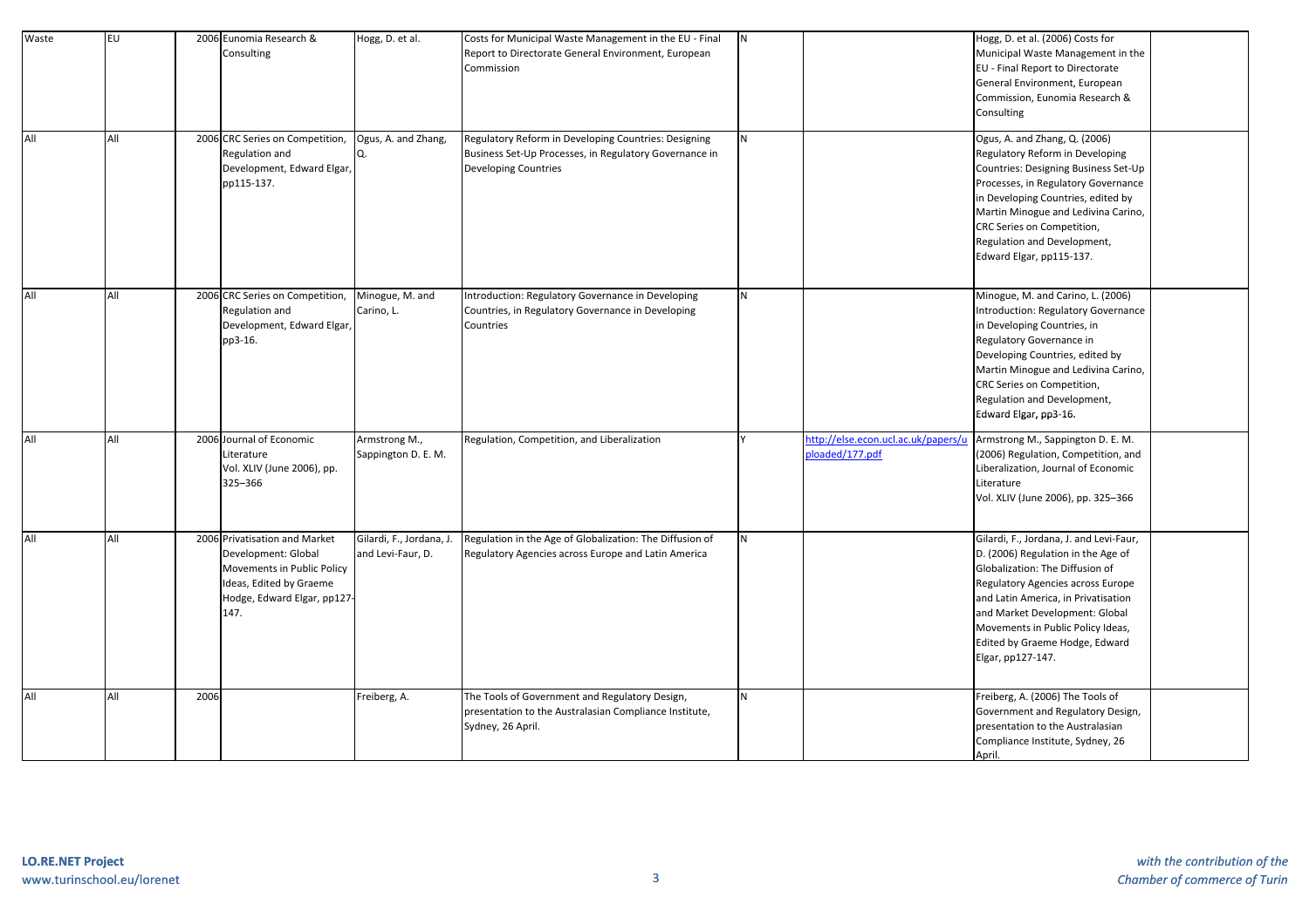| | | | | | | | | | |
|---|---|---|---|---|---|---|---|---|---|
| Waste | EU | 2006 | Eunomia Research & Consulting | Hogg, D. et al. | Costs for Municipal Waste Management in the EU - Final Report to Directorate General Environment, European Commission | N | | Hogg, D. et al. (2006) Costs for Municipal Waste Management in the EU - Final Report to Directorate General Environment, European Commission, Eunomia Research & Consulting | |
| All | All | 2006 | CRC Series on Competition, Regulation and Development, Edward Elgar, pp115-137. | Ogus, A. and Zhang, Q. | Regulatory Reform in Developing Countries: Designing Business Set-Up Processes, in Regulatory Governance in Developing Countries | N | | Ogus, A. and Zhang, Q. (2006) Regulatory Reform in Developing Countries: Designing Business Set-Up Processes, in Regulatory Governance in Developing Countries, edited by Martin Minogue and Ledivina Carino, CRC Series on Competition, Regulation and Development, Edward Elgar, pp115-137. | |
| All | All | 2006 | CRC Series on Competition, Regulation and Development, Edward Elgar, pp3-16. | Minogue, M. and Carino, L. | Introduction: Regulatory Governance in Developing Countries, in Regulatory Governance in Developing Countries | N | | Minogue, M. and Carino, L. (2006) Introduction: Regulatory Governance in Developing Countries, in Regulatory Governance in Developing Countries, edited by Martin Minogue and Ledivina Carino, CRC Series on Competition, Regulation and Development, Edward Elgar, pp3-16. | |
| All | All | 2006 | Journal of Economic Literature Vol. XLIV (June 2006), pp. 325–366 | Armstrong M., Sappington D. E. M. | Regulation, Competition, and Liberalization | Y | http://else.econ.ucl.ac.uk/papers/uploaded/177.pdf | Armstrong M., Sappington D. E. M. (2006) Regulation, Competition, and Liberalization, Journal of Economic Literature Vol. XLIV (June 2006), pp. 325–366 | |
| All | All | 2006 | Privatisation and Market Development: Global Movements in Public Policy Ideas, Edited by Graeme Hodge, Edward Elgar, pp127-147. | Gilardi, F., Jordana, J. and Levi-Faur, D. | Regulation in the Age of Globalization: The Diffusion of Regulatory Agencies across Europe and Latin America | N | | Gilardi, F., Jordana, J. and Levi-Faur, D. (2006) Regulation in the Age of Globalization: The Diffusion of Regulatory Agencies across Europe and Latin America, in Privatisation and Market Development: Global Movements in Public Policy Ideas, Edited by Graeme Hodge, Edward Elgar, pp127-147. | |
| All | All | 2006 | | Freiberg, A. | The Tools of Government and Regulatory Design, presentation to the Australasian Compliance Institute, Sydney, 26 April. | N | | Freiberg, A. (2006) The Tools of Government and Regulatory Design, presentation to the Australasian Compliance Institute, Sydney, 26 April. | |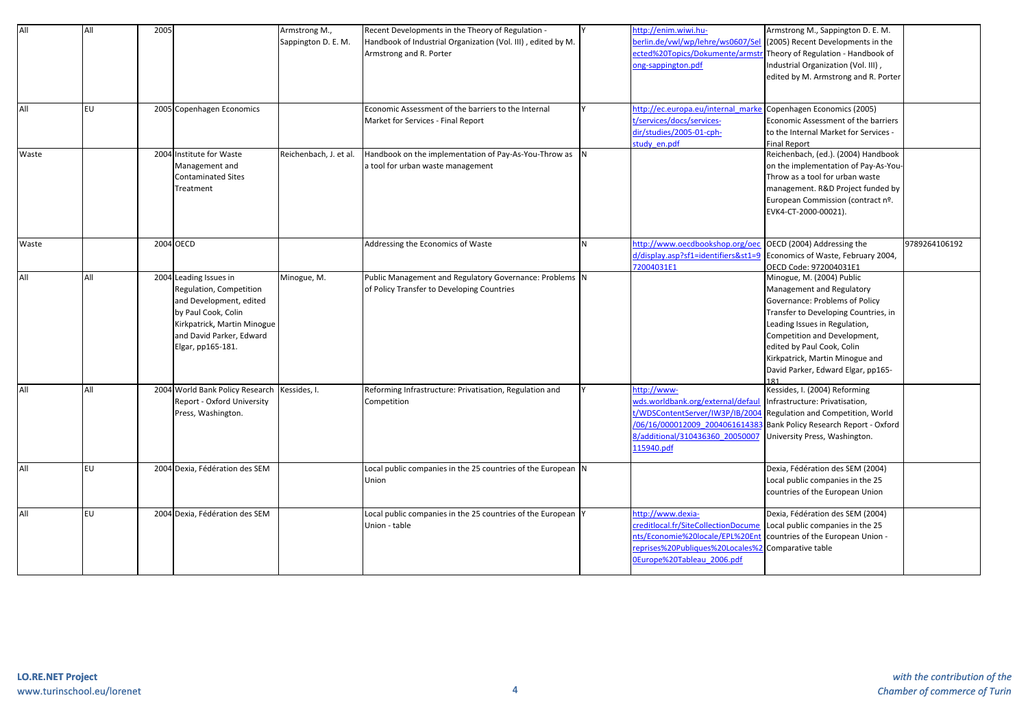| All | All | 2005 | | Armstrong M., Sappington D. E. M. | Recent Developments in the Theory of Regulation - Handbook of Industrial Organization (Vol. III) , edited by M. Armstrong and R. Porter | Y | http://enim.wiwi.hu-berlin.de/vwl/wp/lehre/ws0607/Selected%20Topics/Dokumente/armstrong-sappington.pdf | Armstrong M., Sappington D. E. M. (2005) Recent Developments in the Theory of Regulation - Handbook of Industrial Organization (Vol. III) , edited by M. Armstrong and R. Porter | |
|---|---|---|---|---|---|---|---|---|---|
| All | EU | 2005 | Copenhagen Economics | | Economic Assessment of the barriers to the Internal Market for Services - Final Report | Y | http://ec.europa.eu/internal_market/services/docs/services-dir/studies/2005-01-cph-study_en.pdf | Copenhagen Economics (2005) Economic Assessment of the barriers to the Internal Market for Services - Final Report | |
| Waste | | 2004 | Institute for Waste Management and Contaminated Sites Treatment | Reichenbach, J. et al. | Handbook on the implementation of Pay-As-You-Throw as a tool for urban waste management | N | | Reichenbach, (ed.). (2004) Handbook on the implementation of Pay-As-You-Throw as a tool for urban waste management. R&D Project funded by European Commission (contract nº. EVK4-CT-2000-00021). | |
| Waste | | 2004 | OECD | | Addressing the Economics of Waste | N | http://www.oecdbookshop.org/oecd/display.asp?sf1=identifiers&st1=972004031E1 | OECD (2004) Addressing the Economics of Waste, February 2004, OECD Code: 972004031E1 | 9789264106192 |
| All | All | 2004 | Leading Issues in Regulation, Competition and Development, edited by Paul Cook, Colin Kirkpatrick, Martin Minogue and David Parker, Edward Elgar, pp165-181. | Minogue, M. | Public Management and Regulatory Governance: Problems of Policy Transfer to Developing Countries | N | | Minogue, M. (2004) Public Management and Regulatory Governance: Problems of Policy Transfer to Developing Countries, in Leading Issues in Regulation, Competition and Development, edited by Paul Cook, Colin Kirkpatrick, Martin Minogue and David Parker, Edward Elgar, pp165-181. | |
| All | All | 2004 | World Bank Policy Research Report - Oxford University Press, Washington. | Kessides, I. | Reforming Infrastructure: Privatisation, Regulation and Competition | Y | http://www-wds.worldbank.org/external/default/WDSContentServer/IW3P/IB/2004/06/16/000012009_20040616143838/additional/310436360_20050007115940.pdf | Kessides, I. (2004) Reforming Infrastructure: Privatisation, Regulation and Competition, World Bank Policy Research Report - Oxford University Press, Washington. | |
| All | EU | 2004 | Dexia, Fédération des SEM | | Local public companies in the 25 countries of the European Union | N | | Dexia, Fédération des SEM (2004) Local public companies in the 25 countries of the European Union | |
| All | EU | 2004 | Dexia, Fédération des SEM | | Local public companies in the 25 countries of the European Union - table | Y | http://www.dexia-creditlocal.fr/SiteCollectionDocuments/Economie%20locale/EPL%20Entreprises%20Publiques%20Locales%20Europe%20Tableau_2006.pdf | Dexia, Fédération des SEM (2004) Local public companies in the 25 countries of the European Union - Comparative table | |

**LO.RE.NET Project**
www.turinschool.eu/lorenet

*with the contribution of the Chamber of commerce of Turin*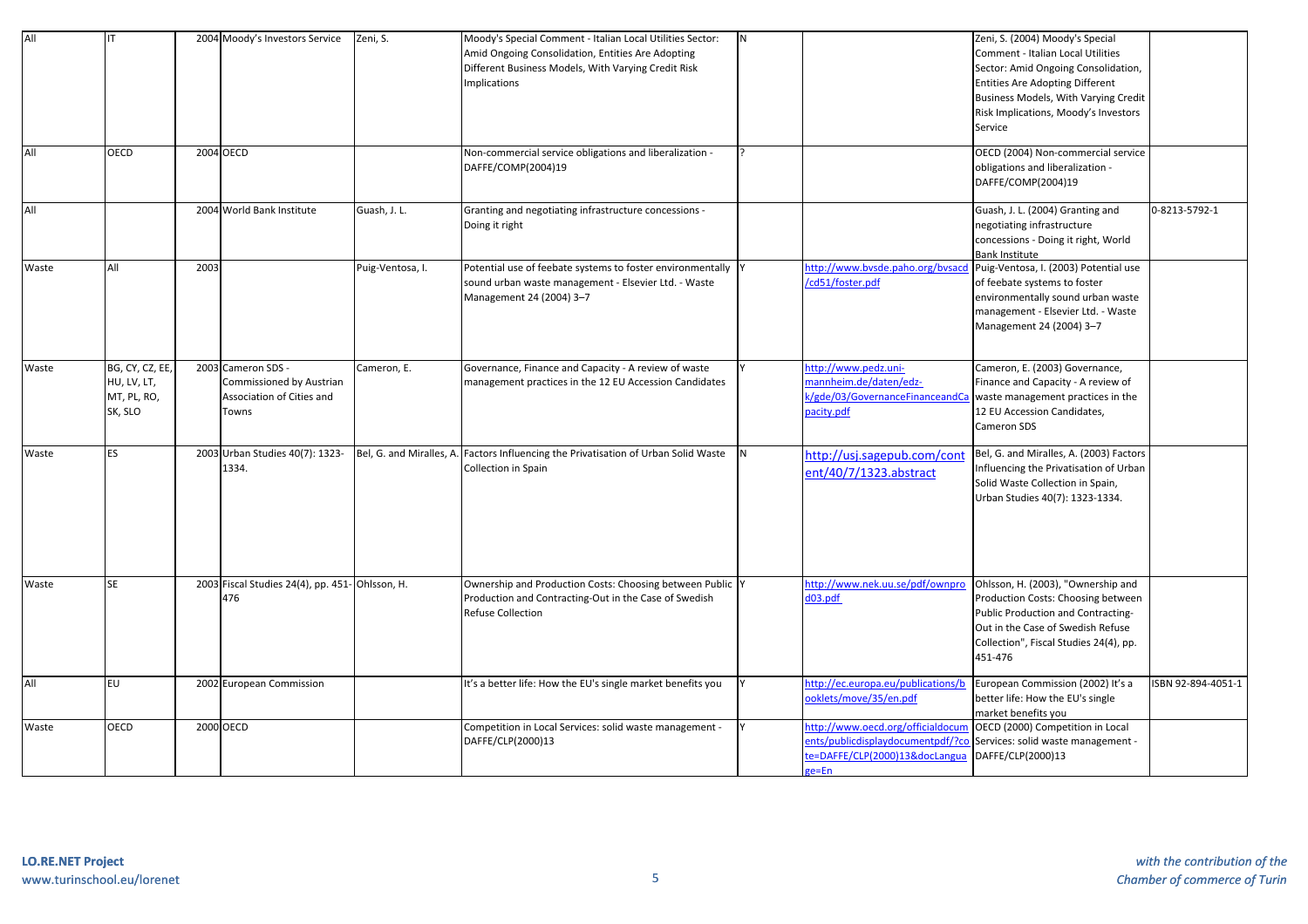| All | IT | 2004 | Moody's Investors Service | Zeni, S. | Moody's Special Comment - Italian Local Utilities Sector: Amid Ongoing Consolidation, Entities Are Adopting Different Business Models, With Varying Credit Risk Implications | N | | Zeni, S. (2004) Moody's Special Comment - Italian Local Utilities Sector: Amid Ongoing Consolidation, Entities Are Adopting Different Business Models, With Varying Credit Risk Implications, Moody's Investors Service | |
|---|---|---|---|---|---|---|---|---|---|
| All | OECD | 2004 | OECD | | Non-commercial service obligations and liberalization - DAFFE/COMP(2004)19 | ? | | OECD (2004) Non-commercial service obligations and liberalization - DAFFE/COMP(2004)19 | |
| All | | 2004 | World Bank Institute | Guash, J. L. | Granting and negotiating infrastructure concessions - Doing it right | | | Guash, J. L. (2004) Granting and negotiating infrastructure concessions - Doing it right, World Bank Institute | 0-8213-5792-1 |
| Waste | All | 2003 | | Puig-Ventosa, I. | Potential use of feebate systems to foster environmentally sound urban waste management - Elsevier Ltd. - Waste Management 24 (2004) 3–7 | Y | http://www.bvsde.paho.org/bvsacd/cd51/foster.pdf | Puig-Ventosa, I. (2003) Potential use of feebate systems to foster environmentally sound urban waste management - Elsevier Ltd. - Waste Management 24 (2004) 3–7 | |
| Waste | BG, CY, CZ, EE, HU, LV, LT, MT, PL, RO, SK, SLO | 2003 | Cameron SDS - Commissioned by Austrian Association of Cities and Towns | Cameron, E. | Governance, Finance and Capacity - A review of waste management practices in the 12 EU Accession Candidates | Y | http://www.pedz.uni-mannheim.de/daten/edz-k/gde/03/GovernanceFinanceandCapacity.pdf | Cameron, E. (2003) Governance, Finance and Capacity - A review of waste management practices in the 12 EU Accession Candidates, Cameron SDS | |
| Waste | ES | 2003 | Urban Studies 40(7): 1323-1334. | Bel, G. and Miralles, A. | Factors Influencing the Privatisation of Urban Solid Waste Collection in Spain | N | http://usj.sagepub.com/content/40/7/1323.abstract | Bel, G. and Miralles, A. (2003) Factors Influencing the Privatisation of Urban Solid Waste Collection in Spain, Urban Studies 40(7): 1323-1334. | |
| Waste | SE | 2003 | Fiscal Studies 24(4), pp. 451-476 | Ohlsson, H. | Ownership and Production Costs: Choosing between Public Production and Contracting-Out in the Case of Swedish Refuse Collection | Y | http://www.nek.uu.se/pdf/ownprod03.pdf | Ohlsson, H. (2003), "Ownership and Production Costs: Choosing between Public Production and Contracting-Out in the Case of Swedish Refuse Collection", Fiscal Studies 24(4), pp. 451-476 | |
| All | EU | 2002 | European Commission | | It's a better life: How the EU's single market benefits you | Y | http://ec.europa.eu/publications/booklets/move/35/en.pdf | European Commission (2002) It's a better life: How the EU's single market benefits you | ISBN 92-894-4051-1 |
| Waste | OECD | 2000 | OECD | | Competition in Local Services: solid waste management - DAFFE/CLP(2000)13 | Y | http://www.oecd.org/officialdocuments/publicdisplaydocumentpdf/?cote=DAFFE/CLP(2000)13&docLanguage=En | OECD (2000) Competition in Local Services: solid waste management - DAFFE/CLP(2000)13 | |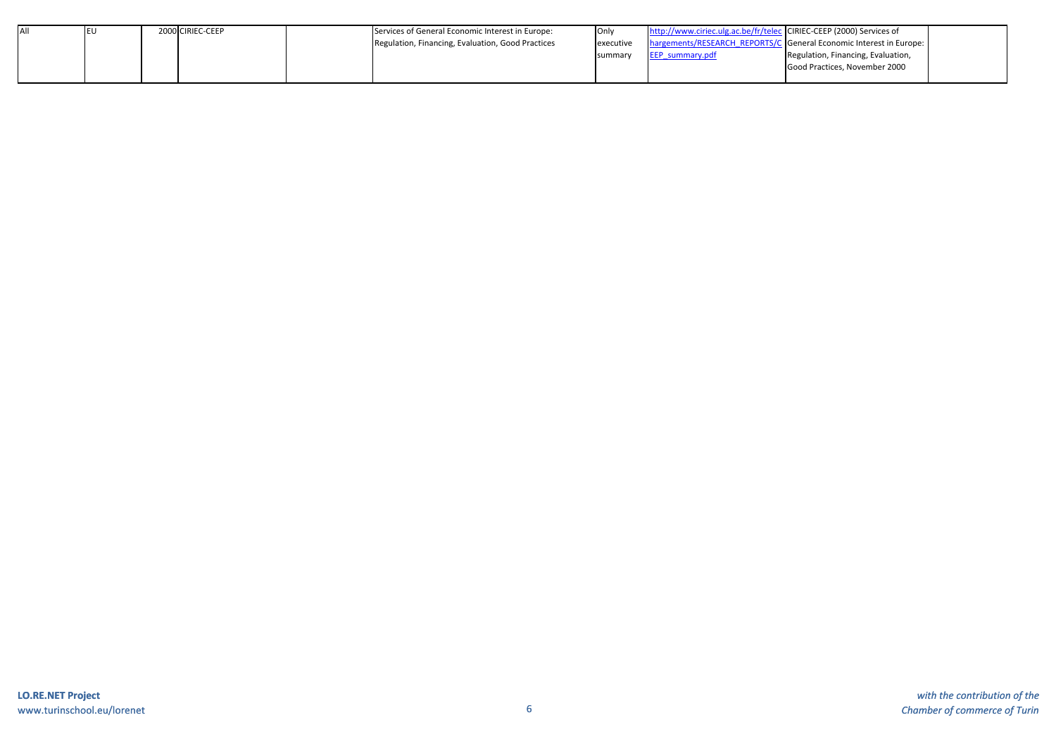| | | | | | | | | | |
|---|---|---|---|---|---|---|---|---|---|
| All | EU | 2000 | CIRIEC-CEEP | | Services of General Economic Interest in Europe: Regulation, Financing, Evaluation, Good Practices | Only executive summary | http://www.ciriec.ulg.ac.be/fr/telechargements/RESEARCH_REPORTS/CEEP_summary.pdf | CIRIEC-CEEP (2000) Services of General Economic Interest in Europe: Regulation, Financing, Evaluation, Good Practices, November 2000 | |

**LO.RE.NET Project**
www.turinschool.eu/lorenet

*with the contribution of the Chamber of commerce of Turin*